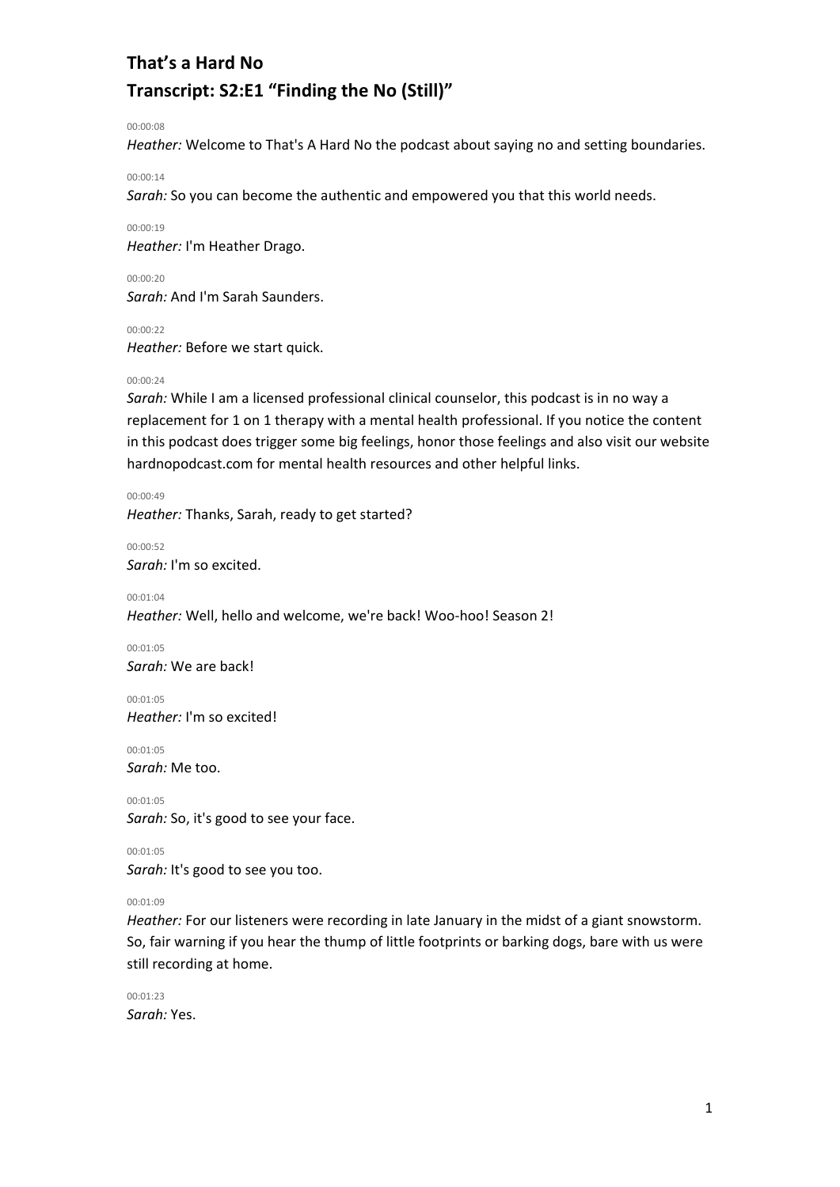# That's a Hard No
# Transcript: S2:E1 "Finding the No (Still)"

00:00:08

*Heather:* Welcome to That's A Hard No the podcast about saying no and setting boundaries.

00:00:14

*Sarah:* So you can become the authentic and empowered you that this world needs.

00:00:19

*Heather:* I'm Heather Drago.

00:00:20

*Sarah:* And I'm Sarah Saunders.

00:00:22

*Heather:* Before we start quick.

00:00:24

*Sarah:* While I am a licensed professional clinical counselor, this podcast is in no way a replacement for 1 on 1 therapy with a mental health professional. If you notice the content in this podcast does trigger some big feelings, honor those feelings and also visit our website hardnopodcast.com for mental health resources and other helpful links.

00:00:49

*Heather:* Thanks, Sarah, ready to get started?

00:00:52

*Sarah:* I'm so excited.

00:01:04

*Heather:* Well, hello and welcome, we're back! Woo-hoo! Season 2!

00:01:05

*Sarah:* We are back!

00:01:05

*Heather:* I'm so excited!

00:01:05

*Sarah:* Me too.

00:01:05

*Sarah:* So, it's good to see your face.

00:01:05

*Sarah:* It's good to see you too.

00:01:09

*Heather:* For our listeners were recording in late January in the midst of a giant snowstorm. So, fair warning if you hear the thump of little footprints or barking dogs, bare with us were still recording at home.

00:01:23

*Sarah:* Yes.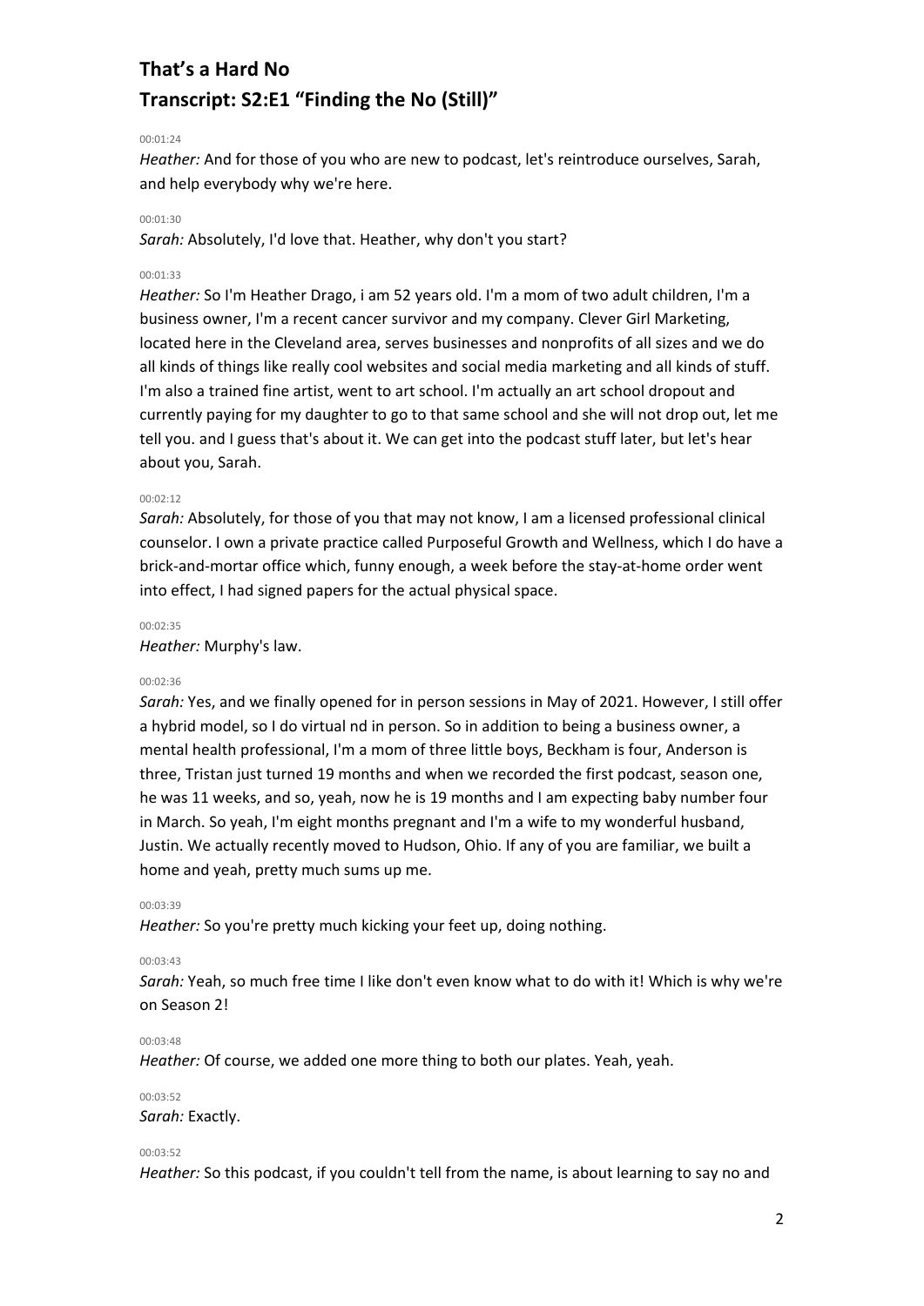# That's a Hard No
# Transcript: S2:E1 "Finding the No (Still)"

00:01:24

*Heather:* And for those of you who are new to podcast, let's reintroduce ourselves, Sarah, and help everybody why we're here.

00:01:30

*Sarah:* Absolutely, I'd love that. Heather, why don't you start?

00:01:33

*Heather:* So I'm Heather Drago, i am 52 years old. I'm a mom of two adult children, I'm a business owner, I'm a recent cancer survivor and my company. Clever Girl Marketing, located here in the Cleveland area, serves businesses and nonprofits of all sizes and we do all kinds of things like really cool websites and social media marketing and all kinds of stuff. I'm also a trained fine artist, went to art school. I'm actually an art school dropout and currently paying for my daughter to go to that same school and she will not drop out, let me tell you. and I guess that's about it. We can get into the podcast stuff later, but let's hear about you, Sarah.

00:02:12

*Sarah:* Absolutely, for those of you that may not know, I am a licensed professional clinical counselor. I own a private practice called Purposeful Growth and Wellness, which I do have a brick-and-mortar office which, funny enough, a week before the stay-at-home order went into effect, I had signed papers for the actual physical space.

00:02:35

*Heather:* Murphy's law.

00:02:36

*Sarah:* Yes, and we finally opened for in person sessions in May of 2021. However, I still offer a hybrid model, so I do virtual nd in person. So in addition to being a business owner, a mental health professional, I'm a mom of three little boys, Beckham is four, Anderson is three, Tristan just turned 19 months and when we recorded the first podcast, season one, he was 11 weeks, and so, yeah, now he is 19 months and I am expecting baby number four in March. So yeah, I'm eight months pregnant and I'm a wife to my wonderful husband, Justin. We actually recently moved to Hudson, Ohio. If any of you are familiar, we built a home and yeah, pretty much sums up me.

00:03:39

*Heather:* So you're pretty much kicking your feet up, doing nothing.

00:03:43

*Sarah:* Yeah, so much free time I like don't even know what to do with it! Which is why we're on Season 2!

00:03:48

*Heather:* Of course, we added one more thing to both our plates. Yeah, yeah.

00:03:52

*Sarah:* Exactly.

00:03:52

*Heather:* So this podcast, if you couldn't tell from the name, is about learning to say no and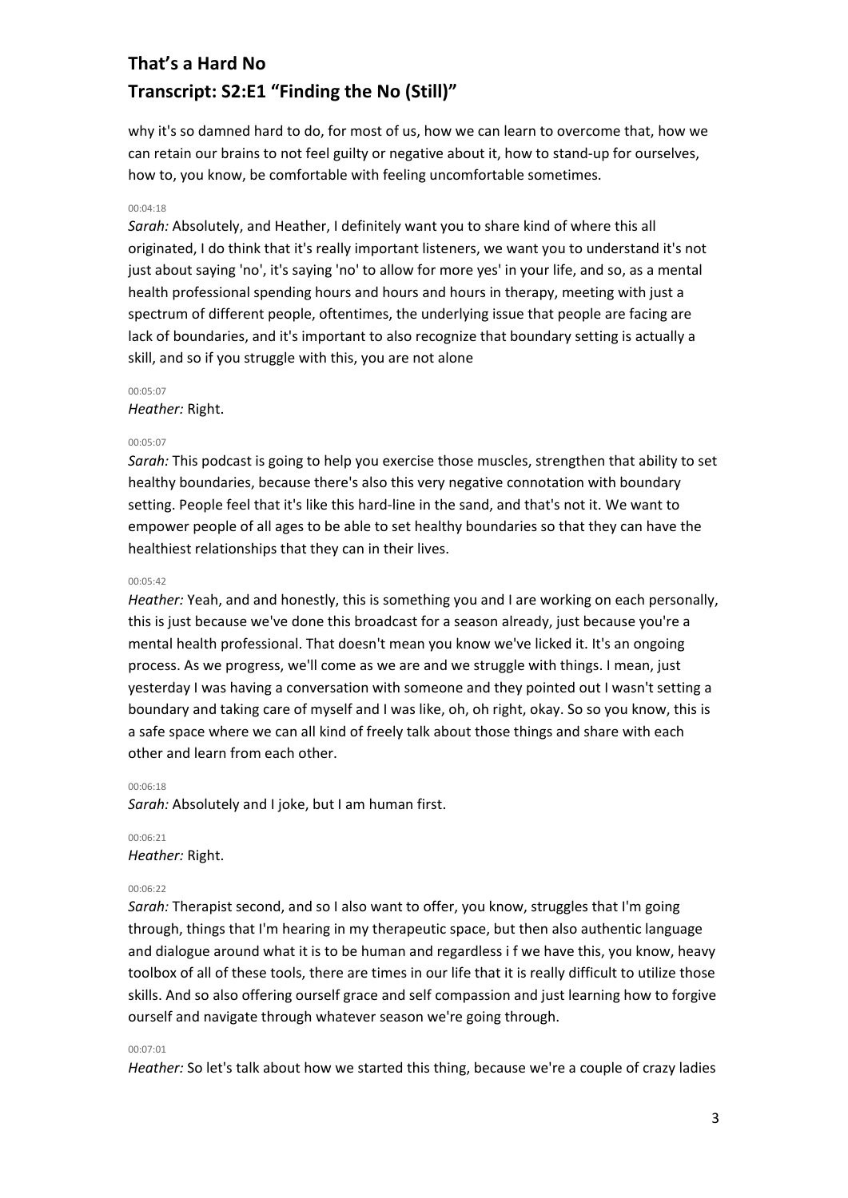why it's so damned hard to do, for most of us, how we can learn to overcome that, how we can retain our brains to not feel guilty or negative about it, how to stand-up for ourselves, how to, you know, be comfortable with feeling uncomfortable sometimes.

00:04:18

*Sarah:* Absolutely, and Heather, I definitely want you to share kind of where this all originated, I do think that it's really important listeners, we want you to understand it's not just about saying 'no', it's saying 'no' to allow for more yes' in your life, and so, as a mental health professional spending hours and hours and hours in therapy, meeting with just a spectrum of different people, oftentimes, the underlying issue that people are facing are lack of boundaries, and it's important to also recognize that boundary setting is actually a skill, and so if you struggle with this, you are not alone

00:05:07

*Heather:* Right.

00:05:07

*Sarah:* This podcast is going to help you exercise those muscles, strengthen that ability to set healthy boundaries, because there's also this very negative connotation with boundary setting. People feel that it's like this hard-line in the sand, and that's not it. We want to empower people of all ages to be able to set healthy boundaries so that they can have the healthiest relationships that they can in their lives.

00:05:42

*Heather:* Yeah, and and honestly, this is something you and I are working on each personally, this is just because we've done this broadcast for a season already, just because you're a mental health professional. That doesn't mean you know we've licked it. It's an ongoing process. As we progress, we'll come as we are and we struggle with things. I mean, just yesterday I was having a conversation with someone and they pointed out I wasn't setting a boundary and taking care of myself and I was like, oh, oh right, okay. So so you know, this is a safe space where we can all kind of freely talk about those things and share with each other and learn from each other.

00:06:18

*Sarah:* Absolutely and I joke, but I am human first.

00:06:21

*Heather:* Right.

00:06:22

*Sarah:* Therapist second, and so I also want to offer, you know, struggles that I'm going through, things that I'm hearing in my therapeutic space, but then also authentic language and dialogue around what it is to be human and regardless i f we have this, you know, heavy toolbox of all of these tools, there are times in our life that it is really difficult to utilize those skills. And so also offering ourself grace and self compassion and just learning how to forgive ourself and navigate through whatever season we're going through.

00:07:01

*Heather:* So let's talk about how we started this thing, because we're a couple of crazy ladies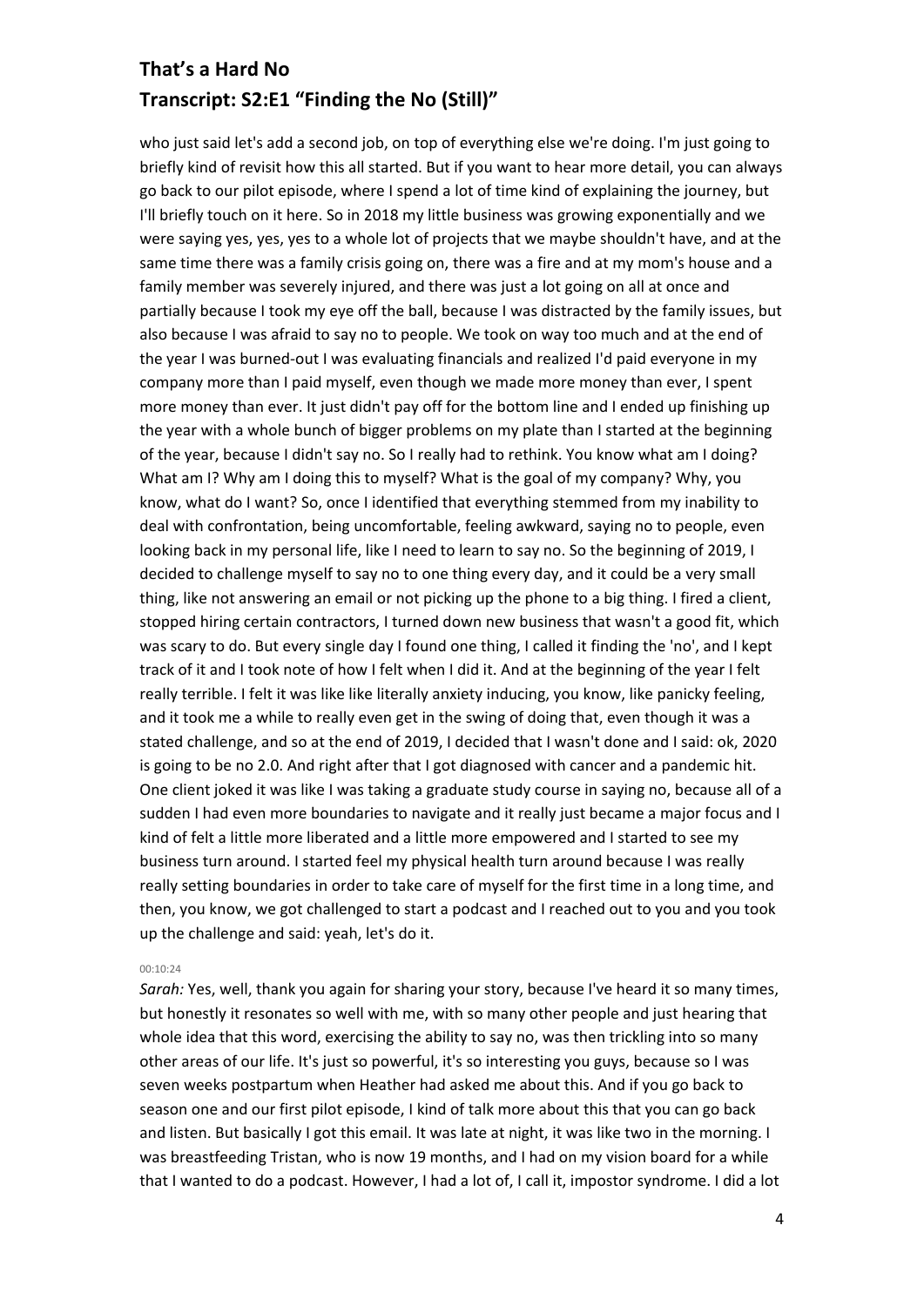who just said let's add a second job, on top of everything else we're doing. I'm just going to briefly kind of revisit how this all started. But if you want to hear more detail, you can always go back to our pilot episode, where I spend a lot of time kind of explaining the journey, but I'll briefly touch on it here. So in 2018 my little business was growing exponentially and we were saying yes, yes, yes to a whole lot of projects that we maybe shouldn't have, and at the same time there was a family crisis going on, there was a fire and at my mom's house and a family member was severely injured, and there was just a lot going on all at once and partially because I took my eye off the ball, because I was distracted by the family issues, but also because I was afraid to say no to people. We took on way too much and at the end of the year I was burned-out I was evaluating financials and realized I'd paid everyone in my company more than I paid myself, even though we made more money than ever, I spent more money than ever. It just didn't pay off for the bottom line and I ended up finishing up the year with a whole bunch of bigger problems on my plate than I started at the beginning of the year, because I didn't say no. So I really had to rethink. You know what am I doing? What am I? Why am I doing this to myself? What is the goal of my company? Why, you know, what do I want? So, once I identified that everything stemmed from my inability to deal with confrontation, being uncomfortable, feeling awkward, saying no to people, even looking back in my personal life, like I need to learn to say no. So the beginning of 2019, I decided to challenge myself to say no to one thing every day, and it could be a very small thing, like not answering an email or not picking up the phone to a big thing. I fired a client, stopped hiring certain contractors, I turned down new business that wasn't a good fit, which was scary to do. But every single day I found one thing, I called it finding the 'no', and I kept track of it and I took note of how I felt when I did it. And at the beginning of the year I felt really terrible. I felt it was like like literally anxiety inducing, you know, like panicky feeling, and it took me a while to really even get in the swing of doing that, even though it was a stated challenge, and so at the end of 2019, I decided that I wasn't done and I said: ok, 2020 is going to be no 2.0. And right after that I got diagnosed with cancer and a pandemic hit. One client joked it was like I was taking a graduate study course in saying no, because all of a sudden I had even more boundaries to navigate and it really just became a major focus and I kind of felt a little more liberated and a little more empowered and I started to see my business turn around. I started feel my physical health turn around because I was really really setting boundaries in order to take care of myself for the first time in a long time, and then, you know, we got challenged to start a podcast and I reached out to you and you took up the challenge and said: yeah, let's do it.

00:10:24

*Sarah:* Yes, well, thank you again for sharing your story, because I've heard it so many times, but honestly it resonates so well with me, with so many other people and just hearing that whole idea that this word, exercising the ability to say no, was then trickling into so many other areas of our life. It's just so powerful, it's so interesting you guys, because so I was seven weeks postpartum when Heather had asked me about this. And if you go back to season one and our first pilot episode, I kind of talk more about this that you can go back and listen. But basically I got this email. It was late at night, it was like two in the morning. I was breastfeeding Tristan, who is now 19 months, and I had on my vision board for a while that I wanted to do a podcast. However, I had a lot of, I call it, impostor syndrome. I did a lot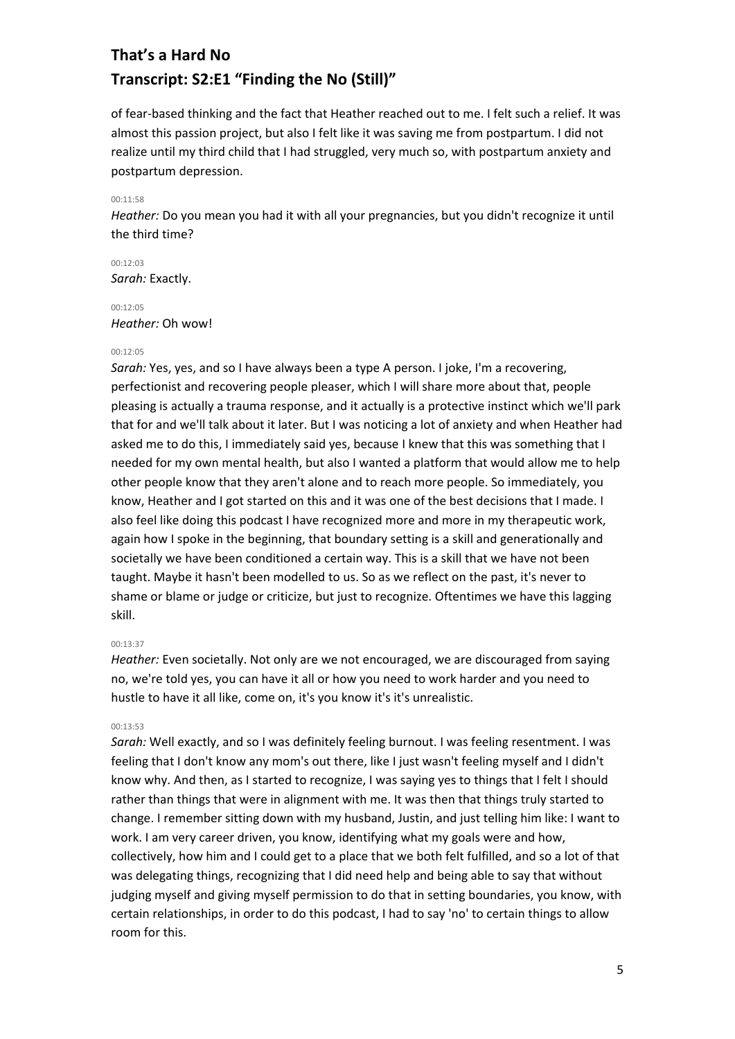of fear-based thinking and the fact that Heather reached out to me. I felt such a relief. It was almost this passion project, but also I felt like it was saving me from postpartum. I did not realize until my third child that I had struggled, very much so, with postpartum anxiety and postpartum depression.

00:11:58
*Heather:* Do you mean you had it with all your pregnancies, but you didn't recognize it until the third time?

00:12:03
*Sarah:* Exactly.

00:12:05
*Heather:* Oh wow!

00:12:05
*Sarah:* Yes, yes, and so I have always been a type A person. I joke, I'm a recovering, perfectionist and recovering people pleaser, which I will share more about that, people pleasing is actually a trauma response, and it actually is a protective instinct which we'll park that for and we'll talk about it later. But I was noticing a lot of anxiety and when Heather had asked me to do this, I immediately said yes, because I knew that this was something that I needed for my own mental health, but also I wanted a platform that would allow me to help other people know that they aren't alone and to reach more people. So immediately, you know, Heather and I got started on this and it was one of the best decisions that I made. I also feel like doing this podcast I have recognized more and more in my therapeutic work, again how I spoke in the beginning, that boundary setting is a skill and generationally and societally we have been conditioned a certain way. This is a skill that we have not been taught. Maybe it hasn't been modelled to us. So as we reflect on the past, it's never to shame or blame or judge or criticize, but just to recognize. Oftentimes we have this lagging skill.

00:13:37
*Heather:* Even societally. Not only are we not encouraged, we are discouraged from saying no, we're told yes, you can have it all or how you need to work harder and you need to hustle to have it all like, come on, it's you know it's it's unrealistic.

00:13:53
*Sarah:* Well exactly, and so I was definitely feeling burnout. I was feeling resentment. I was feeling that I don't know any mom's out there, like I just wasn't feeling myself and I didn't know why. And then, as I started to recognize, I was saying yes to things that I felt I should rather than things that were in alignment with me. It was then that things truly started to change. I remember sitting down with my husband, Justin, and just telling him like: I want to work. I am very career driven, you know, identifying what my goals were and how, collectively, how him and I could get to a place that we both felt fulfilled, and so a lot of that was delegating things, recognizing that I did need help and being able to say that without judging myself and giving myself permission to do that in setting boundaries, you know, with certain relationships, in order to do this podcast, I had to say 'no' to certain things to allow room for this.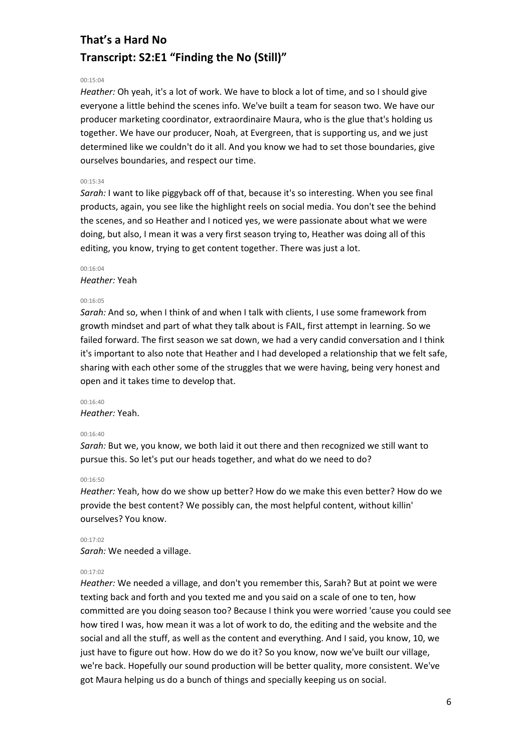## That's a Hard No
## Transcript: S2:E1 "Finding the No (Still)"

00:15:04

*Heather:* Oh yeah, it's a lot of work. We have to block a lot of time, and so I should give everyone a little behind the scenes info. We've built a team for season two. We have our producer marketing coordinator, extraordinaire Maura, who is the glue that's holding us together. We have our producer, Noah, at Evergreen, that is supporting us, and we just determined like we couldn't do it all. And you know we had to set those boundaries, give ourselves boundaries, and respect our time.

00:15:34

*Sarah:* I want to like piggyback off of that, because it's so interesting. When you see final products, again, you see like the highlight reels on social media. You don't see the behind the scenes, and so Heather and I noticed yes, we were passionate about what we were doing, but also, I mean it was a very first season trying to, Heather was doing all of this editing, you know, trying to get content together. There was just a lot.

00:16:04

*Heather:* Yeah

00:16:05

*Sarah:* And so, when I think of and when I talk with clients, I use some framework from growth mindset and part of what they talk about is FAIL, first attempt in learning. So we failed forward. The first season we sat down, we had a very candid conversation and I think it's important to also note that Heather and I had developed a relationship that we felt safe, sharing with each other some of the struggles that we were having, being very honest and open and it takes time to develop that.

00:16:40

*Heather:* Yeah.

00:16:40

*Sarah:* But we, you know, we both laid it out there and then recognized we still want to pursue this. So let's put our heads together, and what do we need to do?

00:16:50

*Heather:* Yeah, how do we show up better? How do we make this even better? How do we provide the best content? We possibly can, the most helpful content, without killin' ourselves? You know.

00:17:02

*Sarah:* We needed a village.

00:17:02

*Heather:* We needed a village, and don't you remember this, Sarah? But at point we were texting back and forth and you texted me and you said on a scale of one to ten, how committed are you doing season too? Because I think you were worried 'cause you could see how tired I was, how mean it was a lot of work to do, the editing and the website and the social and all the stuff, as well as the content and everything. And I said, you know, 10, we just have to figure out how. How do we do it? So you know, now we've built our village, we're back. Hopefully our sound production will be better quality, more consistent. We've got Maura helping us do a bunch of things and specially keeping us on social.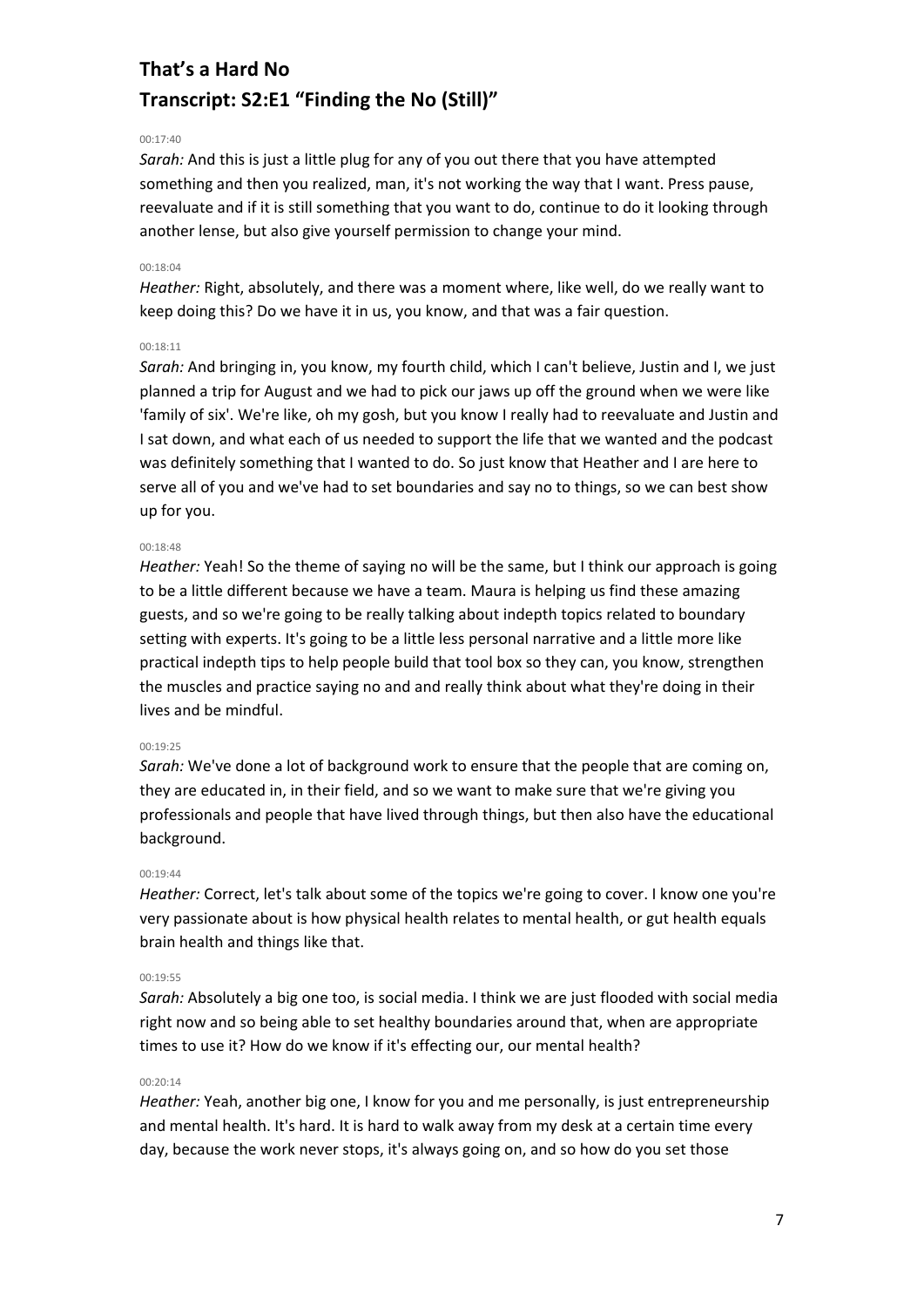# That's a Hard No
# Transcript: S2:E1 "Finding the No (Still)"

00:17:40

*Sarah:* And this is just a little plug for any of you out there that you have attempted something and then you realized, man, it's not working the way that I want. Press pause, reevaluate and if it is still something that you want to do, continue to do it looking through another lense, but also give yourself permission to change your mind.

00:18:04

*Heather:* Right, absolutely, and there was a moment where, like well, do we really want to keep doing this? Do we have it in us, you know, and that was a fair question.

00:18:11

*Sarah:* And bringing in, you know, my fourth child, which I can't believe, Justin and I, we just planned a trip for August and we had to pick our jaws up off the ground when we were like 'family of six'. We're like, oh my gosh, but you know I really had to reevaluate and Justin and I sat down, and what each of us needed to support the life that we wanted and the podcast was definitely something that I wanted to do. So just know that Heather and I are here to serve all of you and we've had to set boundaries and say no to things, so we can best show up for you.

00:18:48

*Heather:* Yeah! So the theme of saying no will be the same, but I think our approach is going to be a little different because we have a team. Maura is helping us find these amazing guests, and so we're going to be really talking about indepth topics related to boundary setting with experts. It's going to be a little less personal narrative and a little more like practical indepth tips to help people build that tool box so they can, you know, strengthen the muscles and practice saying no and and really think about what they're doing in their lives and be mindful.

00:19:25

*Sarah:* We've done a lot of background work to ensure that the people that are coming on, they are educated in, in their field, and so we want to make sure that we're giving you professionals and people that have lived through things, but then also have the educational background.

00:19:44

*Heather:* Correct, let's talk about some of the topics we're going to cover. I know one you're very passionate about is how physical health relates to mental health, or gut health equals brain health and things like that.

00:19:55

*Sarah:* Absolutely a big one too, is social media. I think we are just flooded with social media right now and so being able to set healthy boundaries around that, when are appropriate times to use it? How do we know if it's effecting our, our mental health?

00:20:14

*Heather:* Yeah, another big one, I know for you and me personally, is just entrepreneurship and mental health. It's hard. It is hard to walk away from my desk at a certain time every day, because the work never stops, it's always going on, and so how do you set those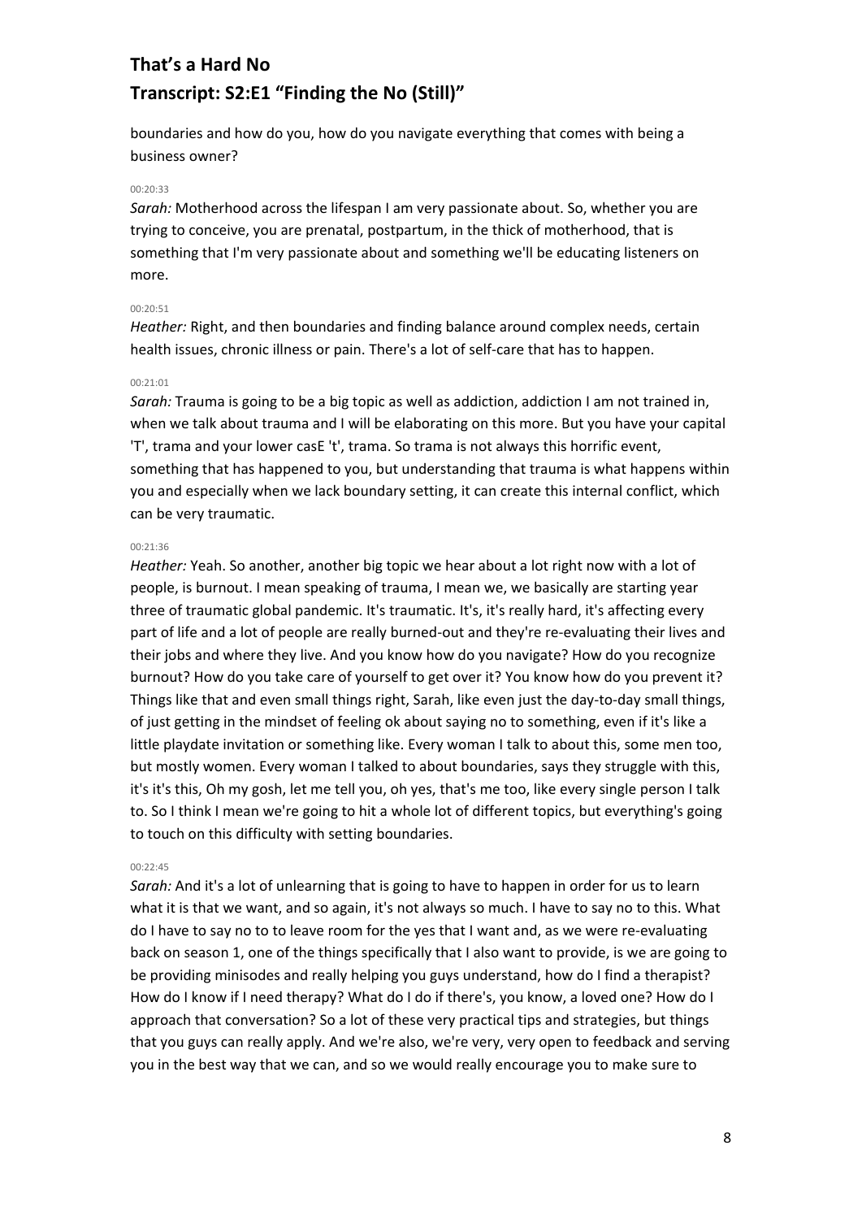boundaries and how do you, how do you navigate everything that comes with being a business owner?

00:20:33

*Sarah:* Motherhood across the lifespan I am very passionate about. So, whether you are trying to conceive, you are prenatal, postpartum, in the thick of motherhood, that is something that I'm very passionate about and something we'll be educating listeners on more.

00:20:51

*Heather:* Right, and then boundaries and finding balance around complex needs, certain health issues, chronic illness or pain. There's a lot of self-care that has to happen.

00:21:01

*Sarah:* Trauma is going to be a big topic as well as addiction, addiction I am not trained in, when we talk about trauma and I will be elaborating on this more. But you have your capital 'T', trama and your lower casE 't', trama. So trama is not always this horrific event, something that has happened to you, but understanding that trauma is what happens within you and especially when we lack boundary setting, it can create this internal conflict, which can be very traumatic.

00:21:36

*Heather:* Yeah. So another, another big topic we hear about a lot right now with a lot of people, is burnout. I mean speaking of trauma, I mean we, we basically are starting year three of traumatic global pandemic. It's traumatic. It's, it's really hard, it's affecting every part of life and a lot of people are really burned-out and they're re-evaluating their lives and their jobs and where they live. And you know how do you navigate? How do you recognize burnout? How do you take care of yourself to get over it? You know how do you prevent it? Things like that and even small things right, Sarah, like even just the day-to-day small things, of just getting in the mindset of feeling ok about saying no to something, even if it's like a little playdate invitation or something like. Every woman I talk to about this, some men too, but mostly women. Every woman I talked to about boundaries, says they struggle with this, it's it's this, Oh my gosh, let me tell you, oh yes, that's me too, like every single person I talk to. So I think I mean we're going to hit a whole lot of different topics, but everything's going to touch on this difficulty with setting boundaries.

00:22:45

*Sarah:* And it's a lot of unlearning that is going to have to happen in order for us to learn what it is that we want, and so again, it's not always so much. I have to say no to this. What do I have to say no to to leave room for the yes that I want and, as we were re-evaluating back on season 1, one of the things specifically that I also want to provide, is we are going to be providing minisodes and really helping you guys understand, how do I find a therapist? How do I know if I need therapy? What do I do if there's, you know, a loved one? How do I approach that conversation? So a lot of these very practical tips and strategies, but things that you guys can really apply. And we're also, we're very, very open to feedback and serving you in the best way that we can, and so we would really encourage you to make sure to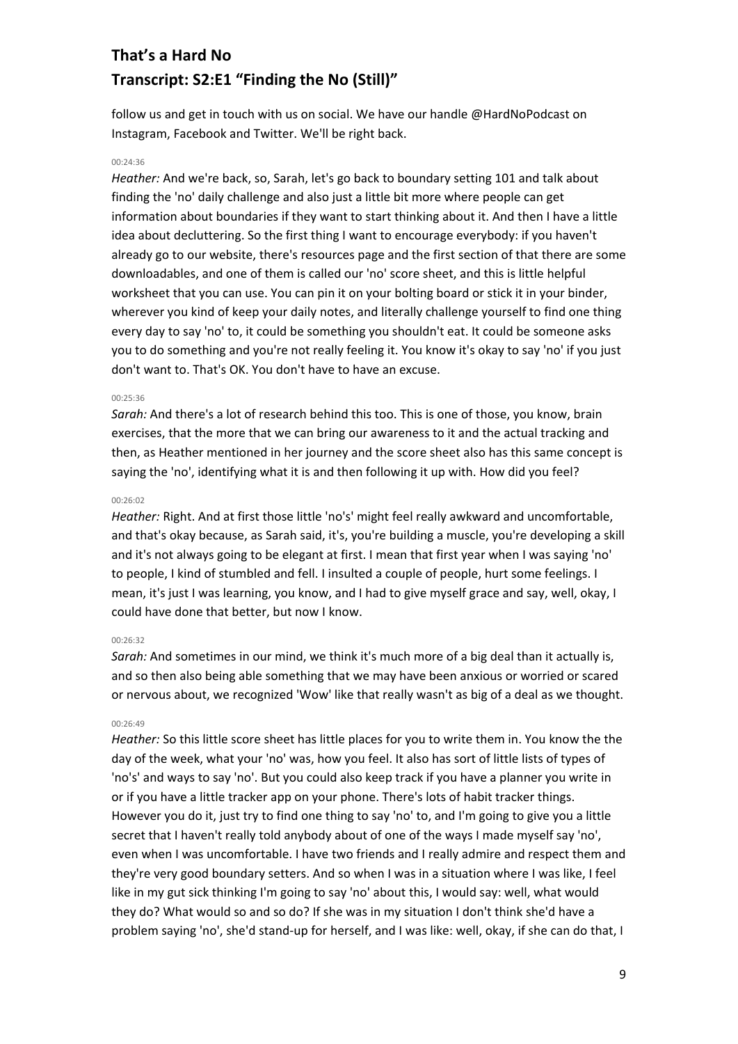follow us and get in touch with us on social. We have our handle @HardNoPodcast on Instagram, Facebook and Twitter. We'll be right back.

00:24:36

*Heather:* And we're back, so, Sarah, let's go back to boundary setting 101 and talk about finding the 'no' daily challenge and also just a little bit more where people can get information about boundaries if they want to start thinking about it. And then I have a little idea about decluttering. So the first thing I want to encourage everybody: if you haven't already go to our website, there's resources page and the first section of that there are some downloadables, and one of them is called our 'no' score sheet, and this is little helpful worksheet that you can use. You can pin it on your bolting board or stick it in your binder, wherever you kind of keep your daily notes, and literally challenge yourself to find one thing every day to say 'no' to, it could be something you shouldn't eat. It could be someone asks you to do something and you're not really feeling it. You know it's okay to say 'no' if you just don't want to. That's OK. You don't have to have an excuse.

00:25:36

*Sarah:* And there's a lot of research behind this too. This is one of those, you know, brain exercises, that the more that we can bring our awareness to it and the actual tracking and then, as Heather mentioned in her journey and the score sheet also has this same concept is saying the 'no', identifying what it is and then following it up with. How did you feel?

00:26:02

*Heather:* Right. And at first those little 'no's' might feel really awkward and uncomfortable, and that's okay because, as Sarah said, it's, you're building a muscle, you're developing a skill and it's not always going to be elegant at first. I mean that first year when I was saying 'no' to people, I kind of stumbled and fell. I insulted a couple of people, hurt some feelings. I mean, it's just I was learning, you know, and I had to give myself grace and say, well, okay, I could have done that better, but now I know.

00:26:32

*Sarah:* And sometimes in our mind, we think it's much more of a big deal than it actually is, and so then also being able something that we may have been anxious or worried or scared or nervous about, we recognized 'Wow' like that really wasn't as big of a deal as we thought.

00:26:49

*Heather:* So this little score sheet has little places for you to write them in. You know the the day of the week, what your 'no' was, how you feel. It also has sort of little lists of types of 'no's' and ways to say 'no'. But you could also keep track if you have a planner you write in or if you have a little tracker app on your phone. There's lots of habit tracker things. However you do it, just try to find one thing to say 'no' to, and I'm going to give you a little secret that I haven't really told anybody about of one of the ways I made myself say 'no', even when I was uncomfortable. I have two friends and I really admire and respect them and they're very good boundary setters. And so when I was in a situation where I was like, I feel like in my gut sick thinking I'm going to say 'no' about this, I would say: well, what would they do? What would so and so do? If she was in my situation I don't think she'd have a problem saying 'no', she'd stand-up for herself, and I was like: well, okay, if she can do that, I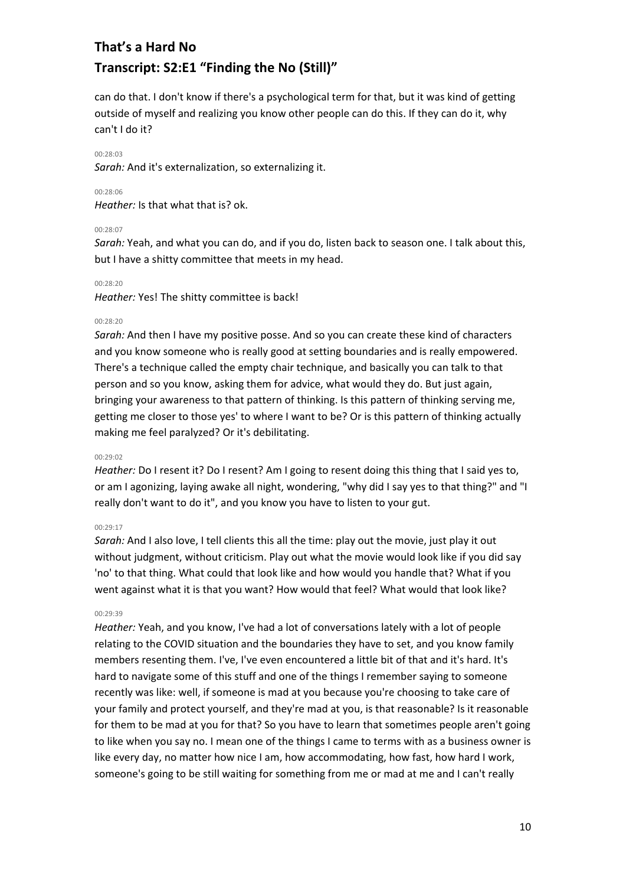can do that. I don't know if there's a psychological term for that, but it was kind of getting outside of myself and realizing you know other people can do this. If they can do it, why can't I do it?

00:28:03

*Sarah:* And it's externalization, so externalizing it.

00:28:06

*Heather:* Is that what that is? ok.

00:28:07

*Sarah:* Yeah, and what you can do, and if you do, listen back to season one. I talk about this, but I have a shitty committee that meets in my head.

00:28:20

*Heather:* Yes! The shitty committee is back!

00:28:20

*Sarah:* And then I have my positive posse. And so you can create these kind of characters and you know someone who is really good at setting boundaries and is really empowered. There's a technique called the empty chair technique, and basically you can talk to that person and so you know, asking them for advice, what would they do. But just again, bringing your awareness to that pattern of thinking. Is this pattern of thinking serving me, getting me closer to those yes' to where I want to be? Or is this pattern of thinking actually making me feel paralyzed? Or it's debilitating.

00:29:02

*Heather:* Do I resent it? Do I resent? Am I going to resent doing this thing that I said yes to, or am I agonizing, laying awake all night, wondering, "why did I say yes to that thing?" and "I really don't want to do it", and you know you have to listen to your gut.

00:29:17

*Sarah:* And I also love, I tell clients this all the time: play out the movie, just play it out without judgment, without criticism. Play out what the movie would look like if you did say 'no' to that thing. What could that look like and how would you handle that? What if you went against what it is that you want? How would that feel? What would that look like?

00:29:39

*Heather:* Yeah, and you know, I've had a lot of conversations lately with a lot of people relating to the COVID situation and the boundaries they have to set, and you know family members resenting them. I've, I've even encountered a little bit of that and it's hard. It's hard to navigate some of this stuff and one of the things I remember saying to someone recently was like: well, if someone is mad at you because you're choosing to take care of your family and protect yourself, and they're mad at you, is that reasonable? Is it reasonable for them to be mad at you for that? So you have to learn that sometimes people aren't going to like when you say no. I mean one of the things I came to terms with as a business owner is like every day, no matter how nice I am, how accommodating, how fast, how hard I work, someone's going to be still waiting for something from me or mad at me and I can't really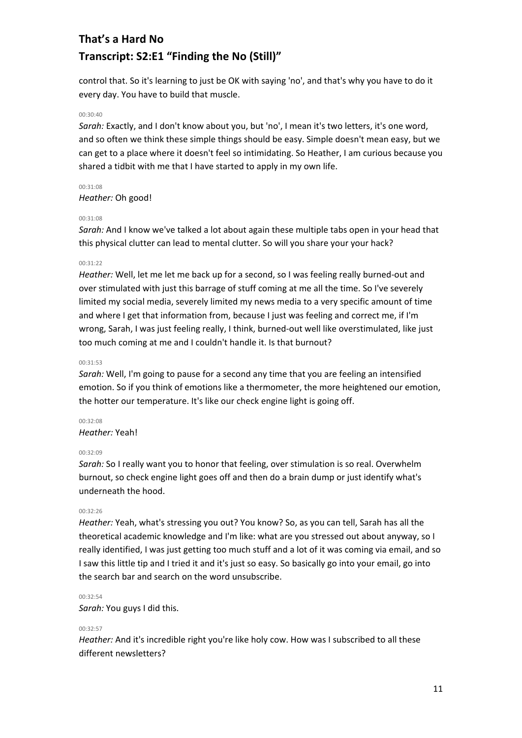control that. So it's learning to just be OK with saying 'no', and that's why you have to do it every day. You have to build that muscle.

00:30:40

*Sarah:* Exactly, and I don't know about you, but 'no', I mean it's two letters, it's one word, and so often we think these simple things should be easy. Simple doesn't mean easy, but we can get to a place where it doesn't feel so intimidating. So Heather, I am curious because you shared a tidbit with me that I have started to apply in my own life.

00:31:08

*Heather:* Oh good!

00:31:08

*Sarah:* And I know we've talked a lot about again these multiple tabs open in your head that this physical clutter can lead to mental clutter. So will you share your your hack?

00:31:22

*Heather:* Well, let me let me back up for a second, so I was feeling really burned-out and over stimulated with just this barrage of stuff coming at me all the time. So I've severely limited my social media, severely limited my news media to a very specific amount of time and where I get that information from, because I just was feeling and correct me, if I'm wrong, Sarah, I was just feeling really, I think, burned-out well like overstimulated, like just too much coming at me and I couldn't handle it. Is that burnout?

00:31:53

*Sarah:* Well, I'm going to pause for a second any time that you are feeling an intensified emotion. So if you think of emotions like a thermometer, the more heightened our emotion, the hotter our temperature. It's like our check engine light is going off.

00:32:08

*Heather:* Yeah!

00:32:09

*Sarah:* So I really want you to honor that feeling, over stimulation is so real. Overwhelm burnout, so check engine light goes off and then do a brain dump or just identify what's underneath the hood.

00:32:26

*Heather:* Yeah, what's stressing you out? You know? So, as you can tell, Sarah has all the theoretical academic knowledge and I'm like: what are you stressed out about anyway, so I really identified, I was just getting too much stuff and a lot of it was coming via email, and so I saw this little tip and I tried it and it's just so easy. So basically go into your email, go into the search bar and search on the word unsubscribe.

00:32:54

*Sarah:* You guys I did this.

00:32:57

*Heather:* And it's incredible right you're like holy cow. How was I subscribed to all these different newsletters?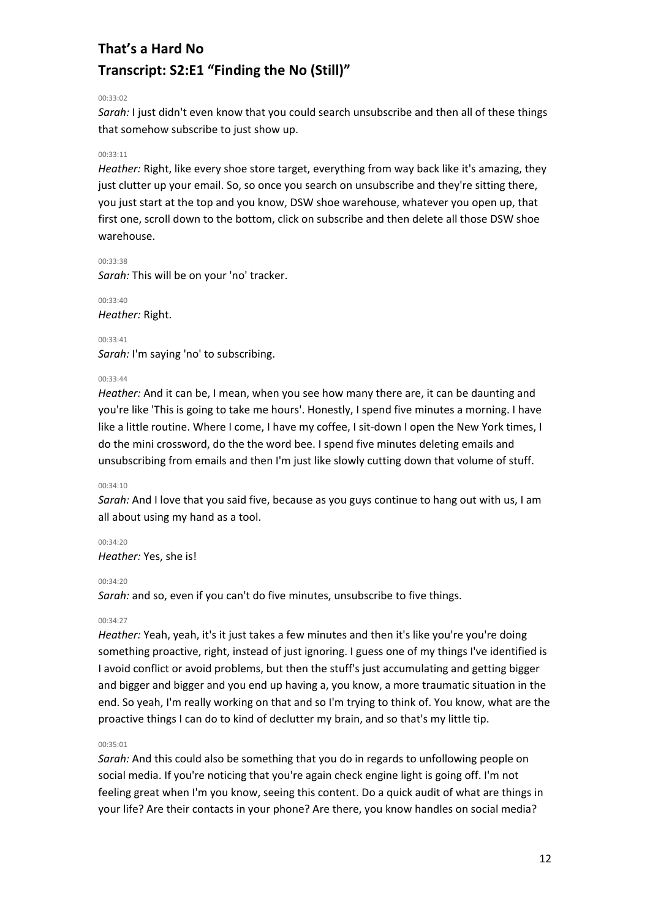# That's a Hard No
## Transcript: S2:E1 "Finding the No (Still)"

00:33:02

*Sarah:* I just didn't even know that you could search unsubscribe and then all of these things that somehow subscribe to just show up.

00:33:11

*Heather:* Right, like every shoe store target, everything from way back like it's amazing, they just clutter up your email. So, so once you search on unsubscribe and they're sitting there, you just start at the top and you know, DSW shoe warehouse, whatever you open up, that first one, scroll down to the bottom, click on subscribe and then delete all those DSW shoe warehouse.

00:33:38

*Sarah:* This will be on your 'no' tracker.

00:33:40

*Heather:* Right.

00:33:41

*Sarah:* I'm saying 'no' to subscribing.

00:33:44

*Heather:* And it can be, I mean, when you see how many there are, it can be daunting and you're like 'This is going to take me hours'. Honestly, I spend five minutes a morning. I have like a little routine. Where I come, I have my coffee, I sit-down I open the New York times, I do the mini crossword, do the the word bee. I spend five minutes deleting emails and unsubscribing from emails and then I'm just like slowly cutting down that volume of stuff.

00:34:10

*Sarah:* And I love that you said five, because as you guys continue to hang out with us, I am all about using my hand as a tool.

00:34:20

*Heather:* Yes, she is!

00:34:20

*Sarah:* and so, even if you can't do five minutes, unsubscribe to five things.

00:34:27

*Heather:* Yeah, yeah, it's it just takes a few minutes and then it's like you're you're doing something proactive, right, instead of just ignoring. I guess one of my things I've identified is I avoid conflict or avoid problems, but then the stuff's just accumulating and getting bigger and bigger and bigger and you end up having a, you know, a more traumatic situation in the end. So yeah, I'm really working on that and so I'm trying to think of. You know, what are the proactive things I can do to kind of declutter my brain, and so that's my little tip.

00:35:01

*Sarah:* And this could also be something that you do in regards to unfollowing people on social media. If you're noticing that you're again check engine light is going off. I'm not feeling great when I'm you know, seeing this content. Do a quick audit of what are things in your life? Are their contacts in your phone? Are there, you know handles on social media?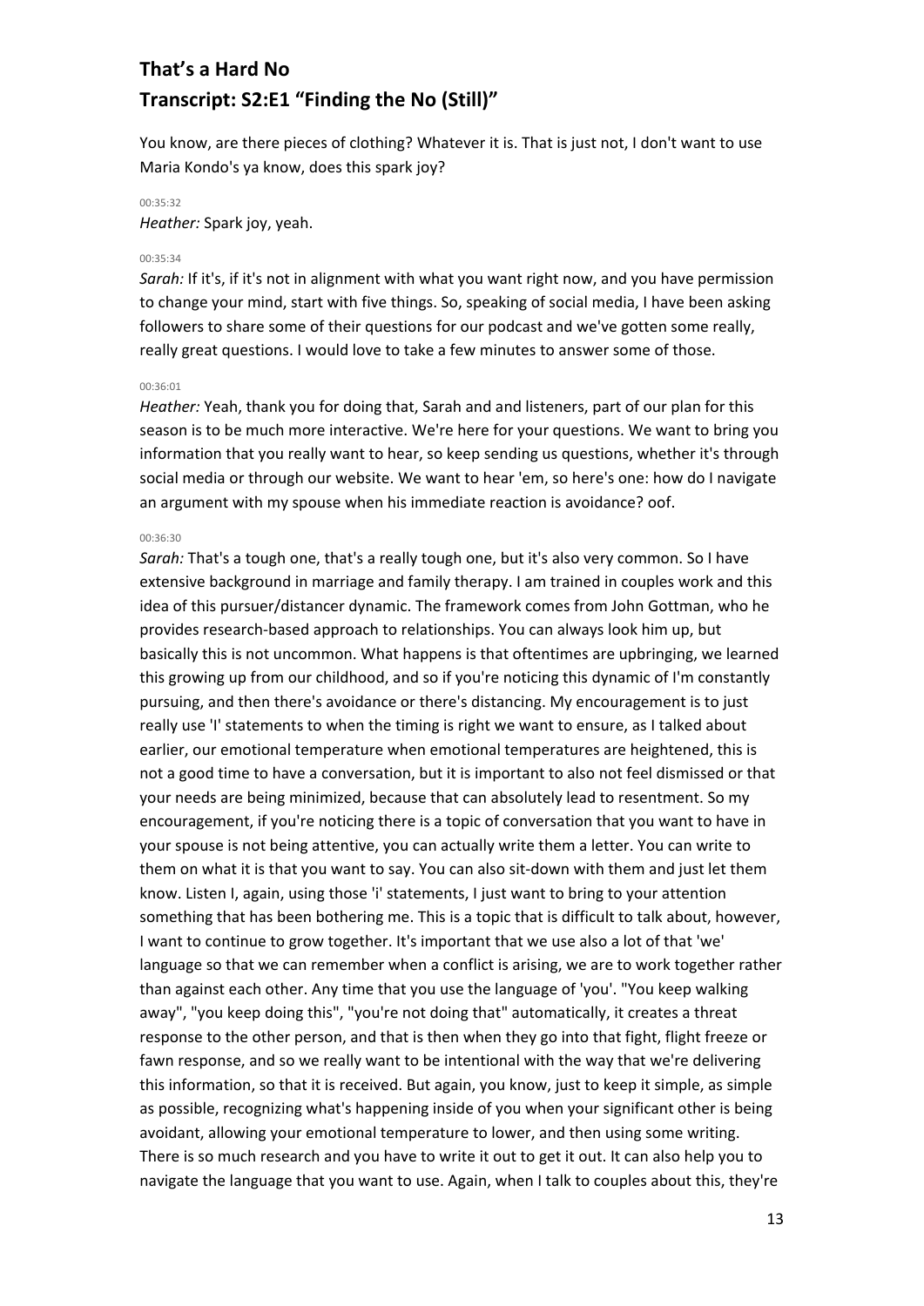You know, are there pieces of clothing? Whatever it is. That is just not, I don't want to use Maria Kondo's ya know, does this spark joy?

00:35:32

*Heather:* Spark joy, yeah.

00:35:34

*Sarah:* If it's, if it's not in alignment with what you want right now, and you have permission to change your mind, start with five things. So, speaking of social media, I have been asking followers to share some of their questions for our podcast and we've gotten some really, really great questions. I would love to take a few minutes to answer some of those.

00:36:01

*Heather:* Yeah, thank you for doing that, Sarah and and listeners, part of our plan for this season is to be much more interactive. We're here for your questions. We want to bring you information that you really want to hear, so keep sending us questions, whether it's through social media or through our website. We want to hear 'em, so here's one: how do I navigate an argument with my spouse when his immediate reaction is avoidance? oof.

00:36:30

*Sarah:* That's a tough one, that's a really tough one, but it's also very common. So I have extensive background in marriage and family therapy. I am trained in couples work and this idea of this pursuer/distancer dynamic. The framework comes from John Gottman, who he provides research-based approach to relationships. You can always look him up, but basically this is not uncommon. What happens is that oftentimes are upbringing, we learned this growing up from our childhood, and so if you're noticing this dynamic of I'm constantly pursuing, and then there's avoidance or there's distancing. My encouragement is to just really use 'I' statements to when the timing is right we want to ensure, as I talked about earlier, our emotional temperature when emotional temperatures are heightened, this is not a good time to have a conversation, but it is important to also not feel dismissed or that your needs are being minimized, because that can absolutely lead to resentment. So my encouragement, if you're noticing there is a topic of conversation that you want to have in your spouse is not being attentive, you can actually write them a letter. You can write to them on what it is that you want to say. You can also sit-down with them and just let them know. Listen I, again, using those 'i' statements, I just want to bring to your attention something that has been bothering me. This is a topic that is difficult to talk about, however, I want to continue to grow together. It's important that we use also a lot of that 'we' language so that we can remember when a conflict is arising, we are to work together rather than against each other. Any time that you use the language of 'you'. "You keep walking away", "you keep doing this", "you're not doing that" automatically, it creates a threat response to the other person, and that is then when they go into that fight, flight freeze or fawn response, and so we really want to be intentional with the way that we're delivering this information, so that it is received. But again, you know, just to keep it simple, as simple as possible, recognizing what's happening inside of you when your significant other is being avoidant, allowing your emotional temperature to lower, and then using some writing. There is so much research and you have to write it out to get it out. It can also help you to navigate the language that you want to use. Again, when I talk to couples about this, they're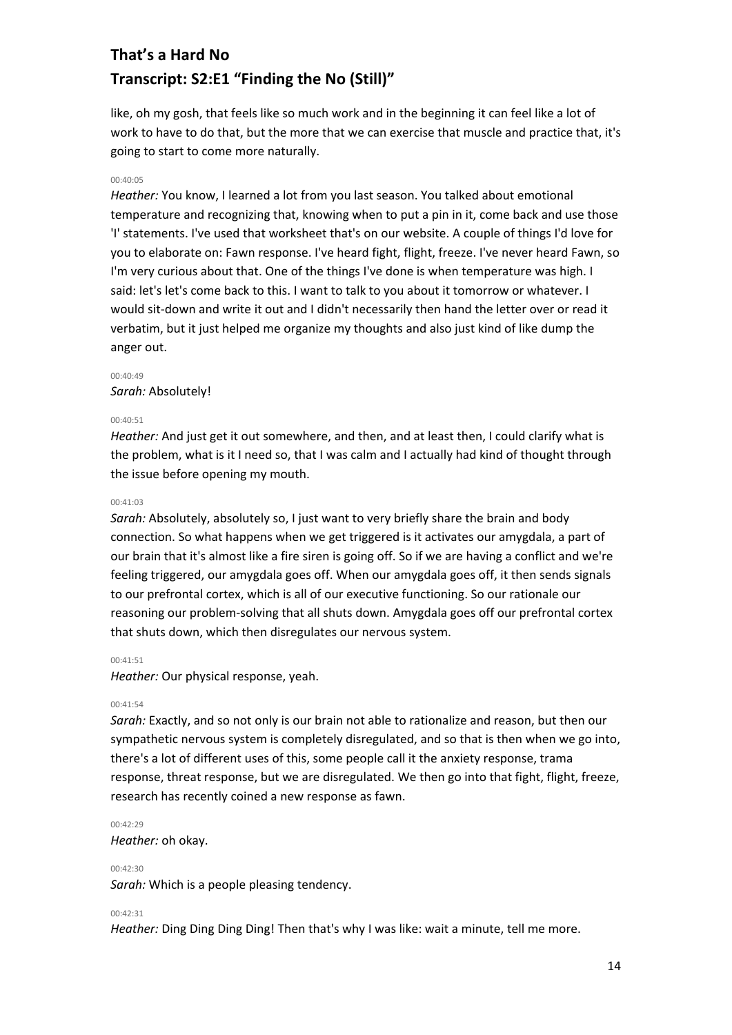like, oh my gosh, that feels like so much work and in the beginning it can feel like a lot of work to have to do that, but the more that we can exercise that muscle and practice that, it's going to start to come more naturally.

00:40:05
*Heather:* You know, I learned a lot from you last season. You talked about emotional temperature and recognizing that, knowing when to put a pin in it, come back and use those 'I' statements. I've used that worksheet that's on our website. A couple of things I'd love for you to elaborate on: Fawn response. I've heard fight, flight, freeze. I've never heard Fawn, so I'm very curious about that. One of the things I've done is when temperature was high. I said: let's let's come back to this. I want to talk to you about it tomorrow or whatever. I would sit-down and write it out and I didn't necessarily then hand the letter over or read it verbatim, but it just helped me organize my thoughts and also just kind of like dump the anger out.

00:40:49
*Sarah:* Absolutely!

00:40:51
*Heather:* And just get it out somewhere, and then, and at least then, I could clarify what is the problem, what is it I need so, that I was calm and I actually had kind of thought through the issue before opening my mouth.

00:41:03
*Sarah:* Absolutely, absolutely so, I just want to very briefly share the brain and body connection. So what happens when we get triggered is it activates our amygdala, a part of our brain that it's almost like a fire siren is going off. So if we are having a conflict and we're feeling triggered, our amygdala goes off. When our amygdala goes off, it then sends signals to our prefrontal cortex, which is all of our executive functioning. So our rationale our reasoning our problem-solving that all shuts down. Amygdala goes off our prefrontal cortex that shuts down, which then disregulates our nervous system.

00:41:51
*Heather:* Our physical response, yeah.

00:41:54
*Sarah:* Exactly, and so not only is our brain not able to rationalize and reason, but then our sympathetic nervous system is completely disregulated, and so that is then when we go into, there's a lot of different uses of this, some people call it the anxiety response, trama response, threat response, but we are disregulated. We then go into that fight, flight, freeze, research has recently coined a new response as fawn.

00:42:29
*Heather:* oh okay.

00:42:30
*Sarah:* Which is a people pleasing tendency.

00:42:31
*Heather:* Ding Ding Ding Ding! Then that's why I was like: wait a minute, tell me more.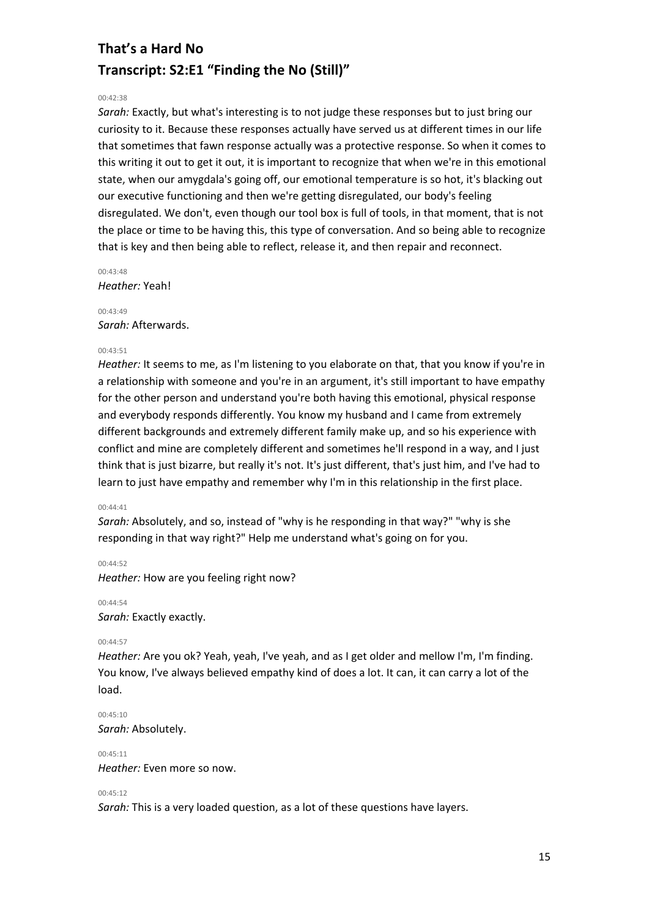# That's a Hard No
# Transcript: S2:E1 "Finding the No (Still)"

00:42:38

*Sarah:* Exactly, but what's interesting is to not judge these responses but to just bring our curiosity to it. Because these responses actually have served us at different times in our life that sometimes that fawn response actually was a protective response. So when it comes to this writing it out to get it out, it is important to recognize that when we're in this emotional state, when our amygdala's going off, our emotional temperature is so hot, it's blacking out our executive functioning and then we're getting disregulated, our body's feeling disregulated. We don't, even though our tool box is full of tools, in that moment, that is not the place or time to be having this, this type of conversation. And so being able to recognize that is key and then being able to reflect, release it, and then repair and reconnect.

00:43:48

*Heather:* Yeah!

00:43:49

*Sarah:* Afterwards.

00:43:51

*Heather:* It seems to me, as I'm listening to you elaborate on that, that you know if you're in a relationship with someone and you're in an argument, it's still important to have empathy for the other person and understand you're both having this emotional, physical response and everybody responds differently. You know my husband and I came from extremely different backgrounds and extremely different family make up, and so his experience with conflict and mine are completely different and sometimes he'll respond in a way, and I just think that is just bizarre, but really it's not. It's just different, that's just him, and I've had to learn to just have empathy and remember why I'm in this relationship in the first place.

00:44:41

*Sarah:* Absolutely, and so, instead of "why is he responding in that way?" "why is she responding in that way right?" Help me understand what's going on for you.

00:44:52

*Heather:* How are you feeling right now?

00:44:54

*Sarah:* Exactly exactly.

00:44:57

*Heather:* Are you ok? Yeah, yeah, I've yeah, and as I get older and mellow I'm, I'm finding. You know, I've always believed empathy kind of does a lot. It can, it can carry a lot of the load.

00:45:10

*Sarah:* Absolutely.

00:45:11

*Heather:* Even more so now.

00:45:12

*Sarah:* This is a very loaded question, as a lot of these questions have layers.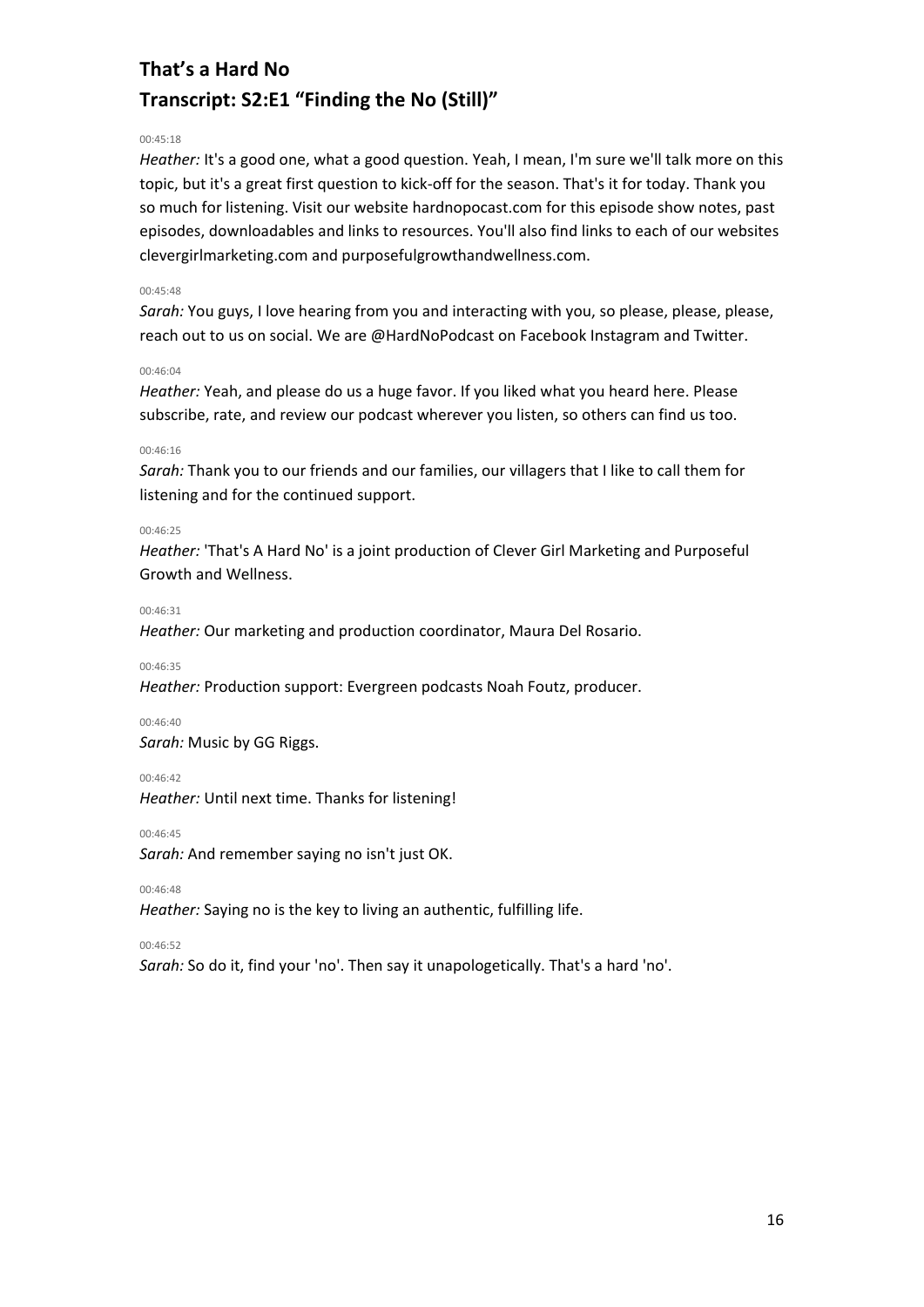# That's a Hard No

## Transcript: S2:E1 "Finding the No (Still)"

00:45:18

*Heather:* It's a good one, what a good question. Yeah, I mean, I'm sure we'll talk more on this topic, but it's a great first question to kick-off for the season. That's it for today. Thank you so much for listening. Visit our website hardnopocast.com for this episode show notes, past episodes, downloadables and links to resources. You'll also find links to each of our websites clevergirlmarketing.com and purposefulgrowthandwellness.com.

00:45:48

*Sarah:* You guys, I love hearing from you and interacting with you, so please, please, please, reach out to us on social. We are @HardNoPodcast on Facebook Instagram and Twitter.

00:46:04

*Heather:* Yeah, and please do us a huge favor. If you liked what you heard here. Please subscribe, rate, and review our podcast wherever you listen, so others can find us too.

00:46:16

*Sarah:* Thank you to our friends and our families, our villagers that I like to call them for listening and for the continued support.

00:46:25

*Heather:* 'That's A Hard No' is a joint production of Clever Girl Marketing and Purposeful Growth and Wellness.

00:46:31

*Heather:* Our marketing and production coordinator, Maura Del Rosario.

00:46:35

*Heather:* Production support: Evergreen podcasts Noah Foutz, producer.

00:46:40

*Sarah:* Music by GG Riggs.

00:46:42

*Heather:* Until next time. Thanks for listening!

00:46:45

*Sarah:* And remember saying no isn't just OK.

00:46:48

*Heather:* Saying no is the key to living an authentic, fulfilling life.

00:46:52

*Sarah:* So do it, find your 'no'. Then say it unapologetically. That's a hard 'no'.